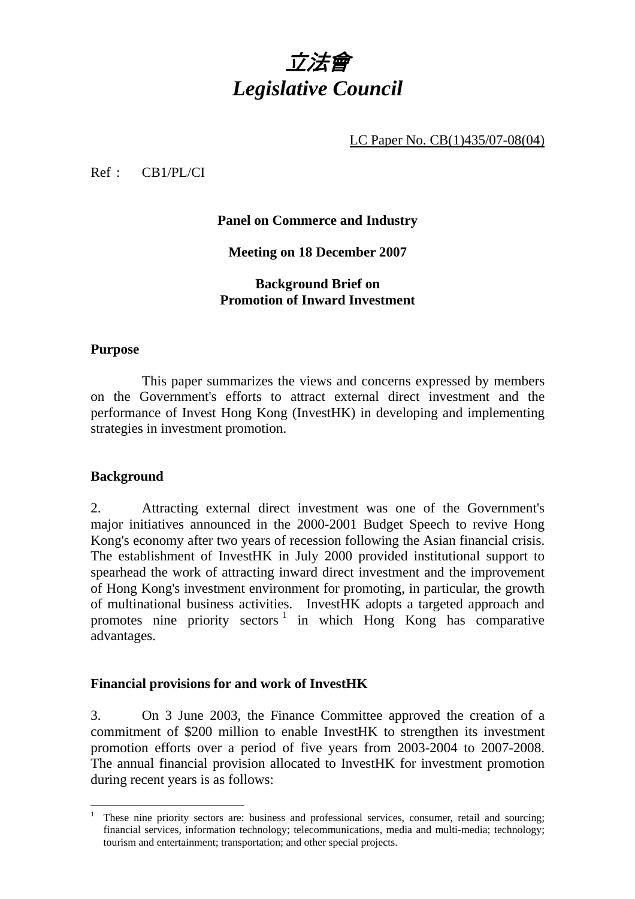# *立法會*
# *Legislative Council*

LC Paper No. CB(1)435/07-08(04)

Ref : CB1/PL/CI

**Panel on Commerce and Industry**

**Meeting on 18 December 2007**

**Background Brief on Promotion of Inward Investment**

## Purpose

This paper summarizes the views and concerns expressed by members on the Government's efforts to attract external direct investment and the performance of Invest Hong Kong (InvestHK) in developing and implementing strategies in investment promotion.

## Background

2. Attracting external direct investment was one of the Government's major initiatives announced in the 2000-2001 Budget Speech to revive Hong Kong's economy after two years of recession following the Asian financial crisis. The establishment of InvestHK in July 2000 provided institutional support to spearhead the work of attracting inward direct investment and the improvement of Hong Kong's investment environment for promoting, in particular, the growth of multinational business activities. InvestHK adopts a targeted approach and promotes nine priority sectors [1] in which Hong Kong has comparative advantages.

## Financial provisions for and work of InvestHK

3. On 3 June 2003, the Finance Committee approved the creation of a commitment of $200 million to enable InvestHK to strengthen its investment promotion efforts over a period of five years from 2003-2004 to 2007-2008. The annual financial provision allocated to InvestHK for investment promotion during recent years is as follows:

---

[1] These nine priority sectors are: business and professional services, consumer, retail and sourcing; financial services, information technology; telecommunications, media and multi-media; technology; tourism and entertainment; transportation; and other special projects.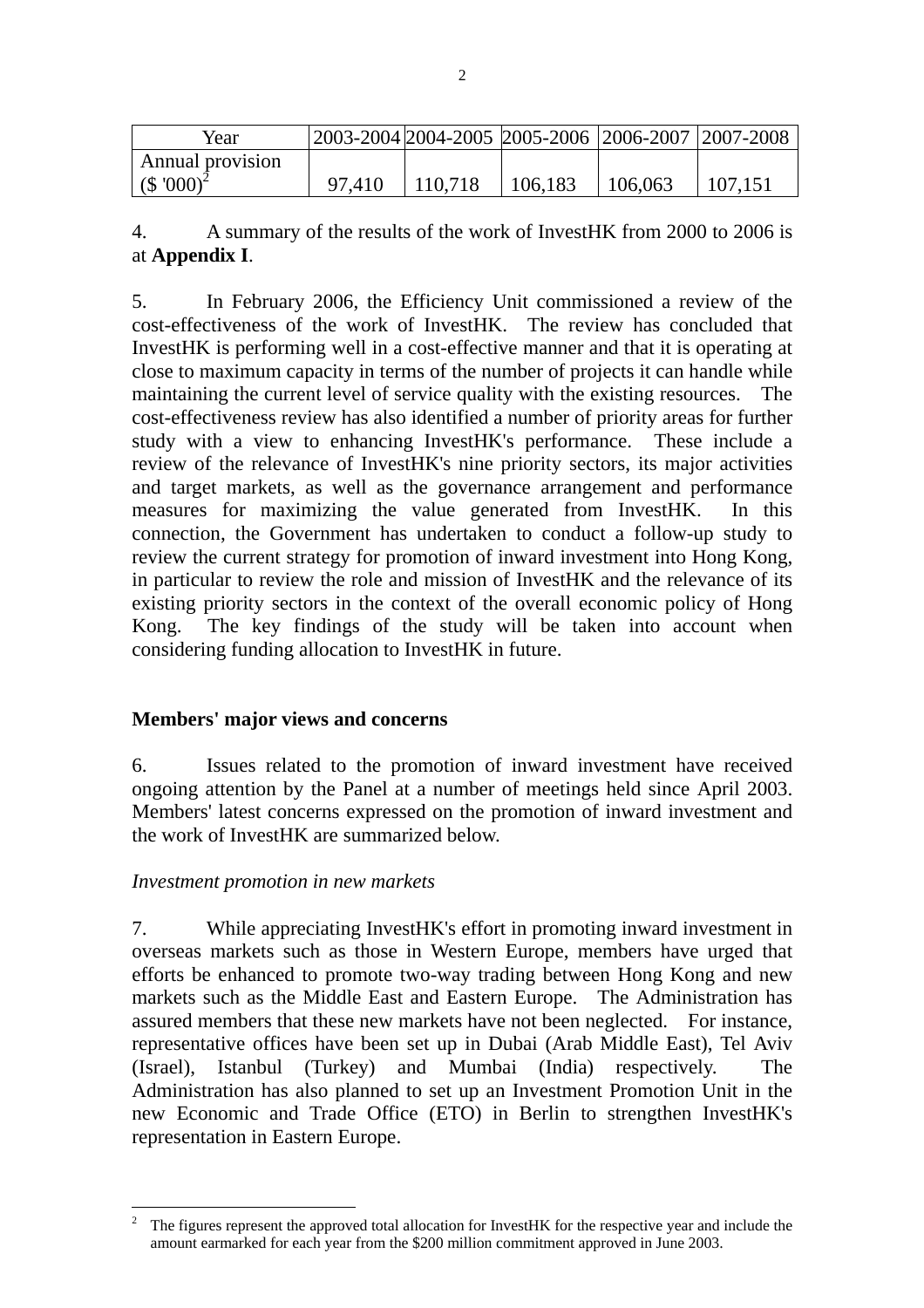| Year | 2003-2004 | 2004-2005 | 2005-2006 | 2006-2007 | 2007-2008 |
|---|---|---|---|---|---|
| Annual provision ($ '000)[2] | 97,410 | 110,718 | 106,183 | 106,063 | 107,151 |

4. A summary of the results of the work of InvestHK from 2000 to 2006 is at **Appendix I**.

5. In February 2006, the Efficiency Unit commissioned a review of the cost-effectiveness of the work of InvestHK. The review has concluded that InvestHK is performing well in a cost-effective manner and that it is operating at close to maximum capacity in terms of the number of projects it can handle while maintaining the current level of service quality with the existing resources. The cost-effectiveness review has also identified a number of priority areas for further study with a view to enhancing InvestHK's performance. These include a review of the relevance of InvestHK's nine priority sectors, its major activities and target markets, as well as the governance arrangement and performance measures for maximizing the value generated from InvestHK. In this connection, the Government has undertaken to conduct a follow-up study to review the current strategy for promotion of inward investment into Hong Kong, in particular to review the role and mission of InvestHK and the relevance of its existing priority sectors in the context of the overall economic policy of Hong Kong. The key findings of the study will be taken into account when considering funding allocation to InvestHK in future.

**Members' major views and concerns**

6. Issues related to the promotion of inward investment have received ongoing attention by the Panel at a number of meetings held since April 2003. Members' latest concerns expressed on the promotion of inward investment and the work of InvestHK are summarized below.

*Investment promotion in new markets*

7. While appreciating InvestHK's effort in promoting inward investment in overseas markets such as those in Western Europe, members have urged that efforts be enhanced to promote two-way trading between Hong Kong and new markets such as the Middle East and Eastern Europe. The Administration has assured members that these new markets have not been neglected. For instance, representative offices have been set up in Dubai (Arab Middle East), Tel Aviv (Israel), Istanbul (Turkey) and Mumbai (India) respectively. The Administration has also planned to set up an Investment Promotion Unit in the new Economic and Trade Office (ETO) in Berlin to strengthen InvestHK's representation in Eastern Europe.

[2] The figures represent the approved total allocation for InvestHK for the respective year and include the amount earmarked for each year from the $200 million commitment approved in June 2003.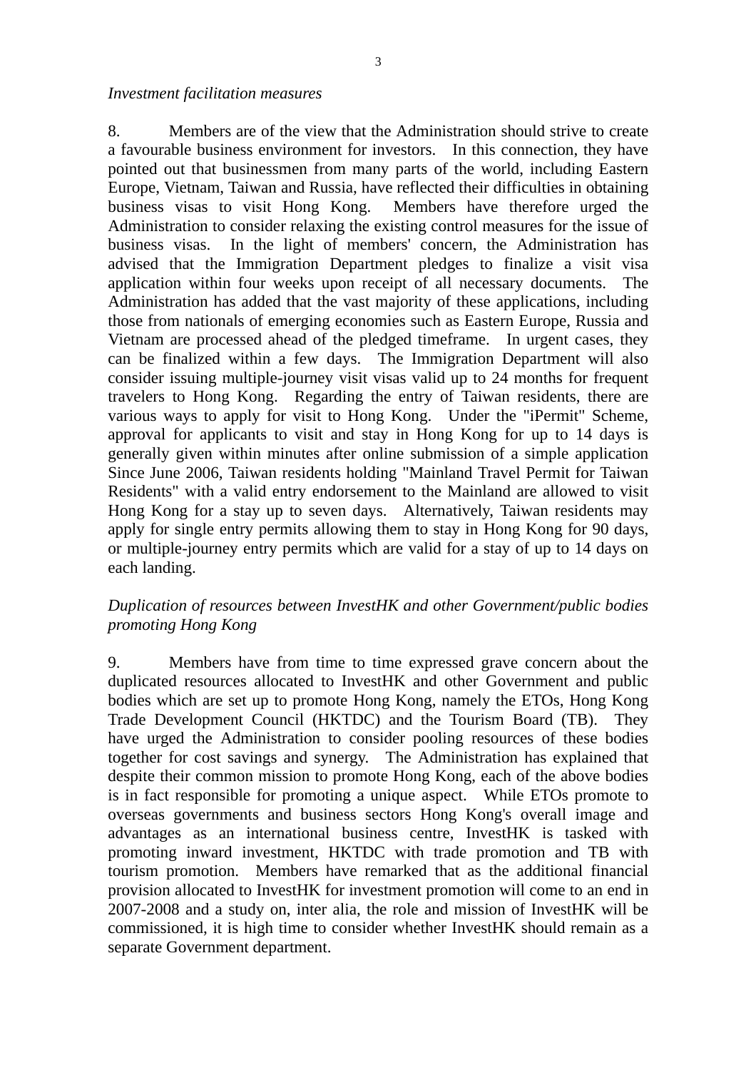*Investment facilitation measures*

8. Members are of the view that the Administration should strive to create a favourable business environment for investors. In this connection, they have pointed out that businessmen from many parts of the world, including Eastern Europe, Vietnam, Taiwan and Russia, have reflected their difficulties in obtaining business visas to visit Hong Kong. Members have therefore urged the Administration to consider relaxing the existing control measures for the issue of business visas. In the light of members' concern, the Administration has advised that the Immigration Department pledges to finalize a visit visa application within four weeks upon receipt of all necessary documents. The Administration has added that the vast majority of these applications, including those from nationals of emerging economies such as Eastern Europe, Russia and Vietnam are processed ahead of the pledged timeframe. In urgent cases, they can be finalized within a few days. The Immigration Department will also consider issuing multiple-journey visit visas valid up to 24 months for frequent travelers to Hong Kong. Regarding the entry of Taiwan residents, there are various ways to apply for visit to Hong Kong. Under the "iPermit" Scheme, approval for applicants to visit and stay in Hong Kong for up to 14 days is generally given within minutes after online submission of a simple application Since June 2006, Taiwan residents holding "Mainland Travel Permit for Taiwan Residents" with a valid entry endorsement to the Mainland are allowed to visit Hong Kong for a stay up to seven days. Alternatively, Taiwan residents may apply for single entry permits allowing them to stay in Hong Kong for 90 days, or multiple-journey entry permits which are valid for a stay of up to 14 days on each landing.

*Duplication of resources between InvestHK and other Government/public bodies promoting Hong Kong*

9. Members have from time to time expressed grave concern about the duplicated resources allocated to InvestHK and other Government and public bodies which are set up to promote Hong Kong, namely the ETOs, Hong Kong Trade Development Council (HKTDC) and the Tourism Board (TB). They have urged the Administration to consider pooling resources of these bodies together for cost savings and synergy. The Administration has explained that despite their common mission to promote Hong Kong, each of the above bodies is in fact responsible for promoting a unique aspect. While ETOs promote to overseas governments and business sectors Hong Kong's overall image and advantages as an international business centre, InvestHK is tasked with promoting inward investment, HKTDC with trade promotion and TB with tourism promotion. Members have remarked that as the additional financial provision allocated to InvestHK for investment promotion will come to an end in 2007-2008 and a study on, inter alia, the role and mission of InvestHK will be commissioned, it is high time to consider whether InvestHK should remain as a separate Government department.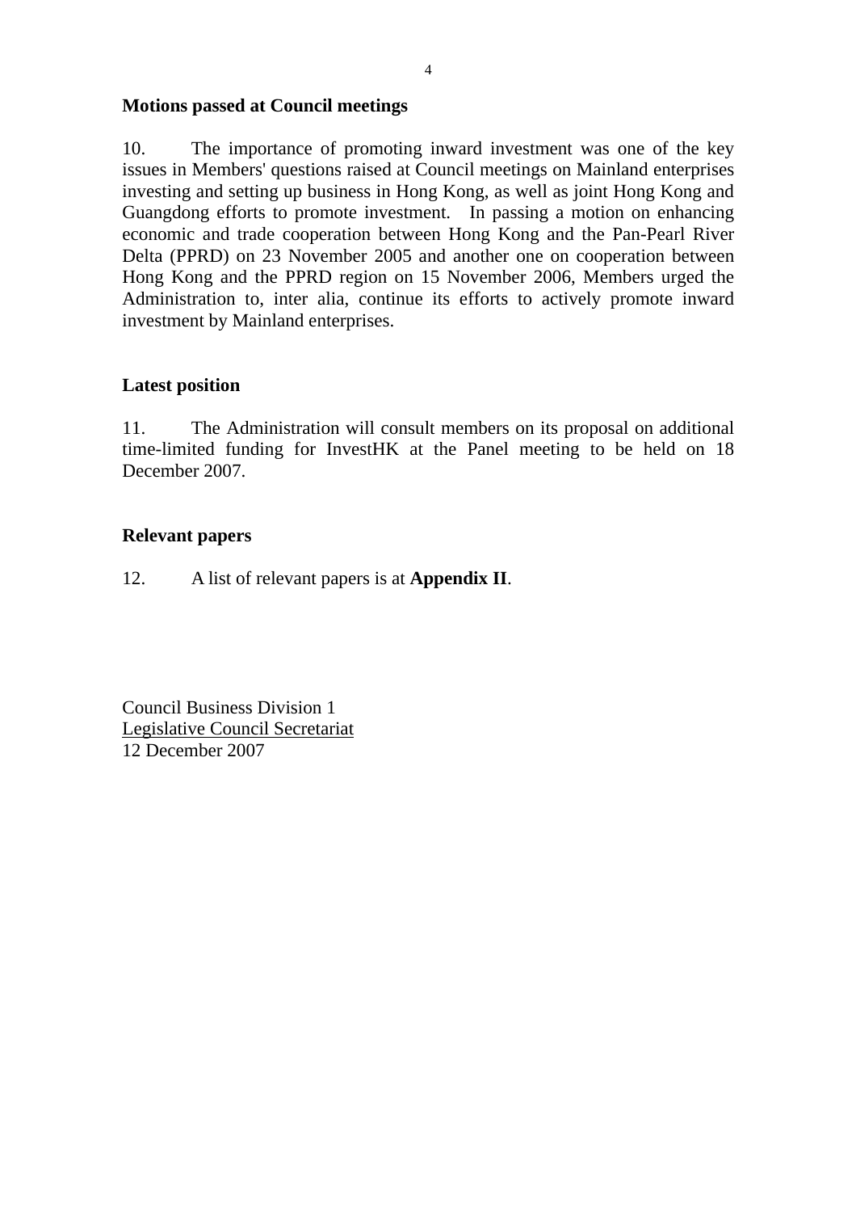**Motions passed at Council meetings**

10. The importance of promoting inward investment was one of the key issues in Members' questions raised at Council meetings on Mainland enterprises investing and setting up business in Hong Kong, as well as joint Hong Kong and Guangdong efforts to promote investment. In passing a motion on enhancing economic and trade cooperation between Hong Kong and the Pan-Pearl River Delta (PPRD) on 23 November 2005 and another one on cooperation between Hong Kong and the PPRD region on 15 November 2006, Members urged the Administration to, inter alia, continue its efforts to actively promote inward investment by Mainland enterprises.

**Latest position**

11. The Administration will consult members on its proposal on additional time-limited funding for InvestHK at the Panel meeting to be held on 18 December 2007.

**Relevant papers**

12. A list of relevant papers is at **Appendix II**.

Council Business Division 1
Legislative Council Secretariat
12 December 2007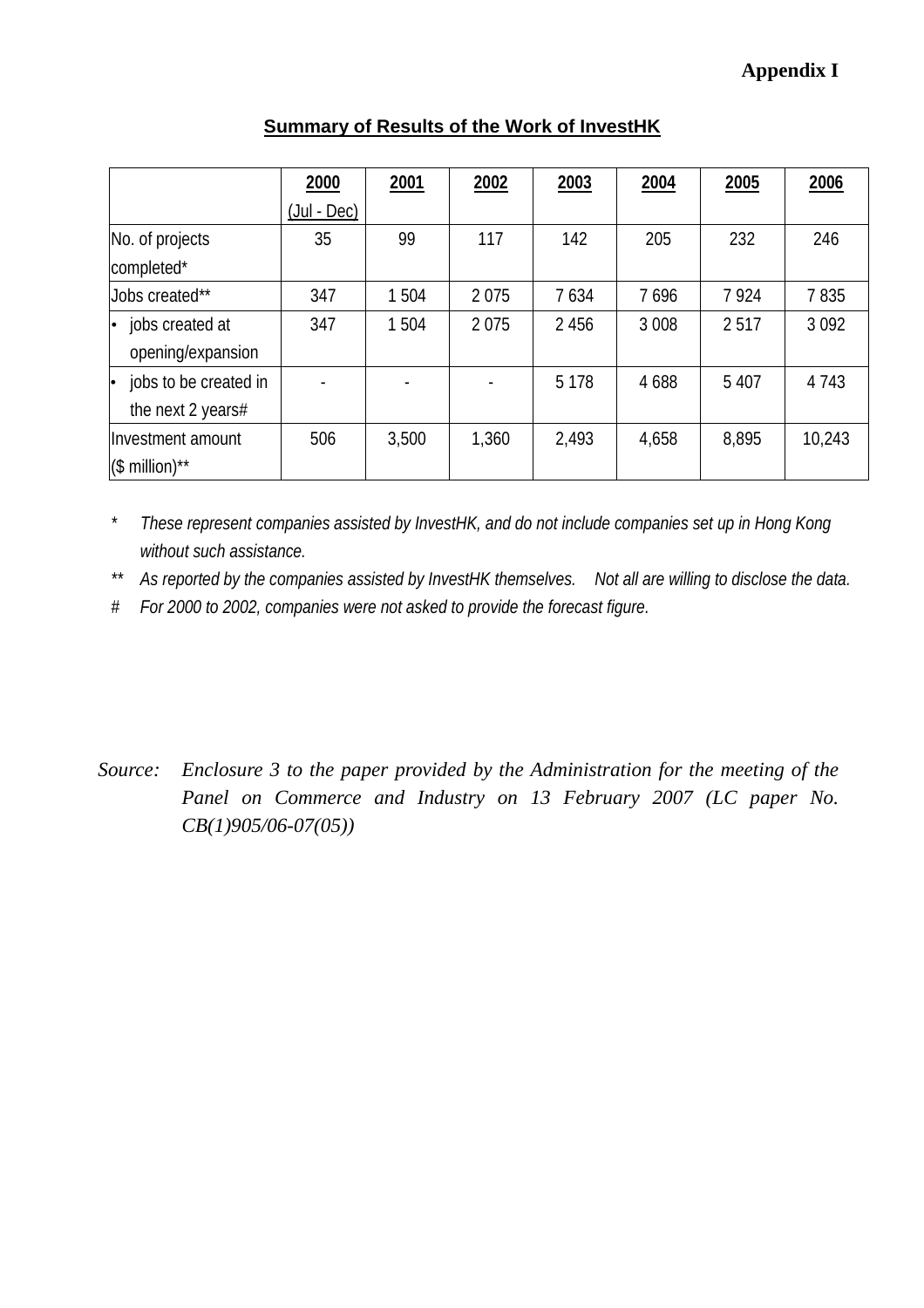**Appendix I**

## Summary of Results of the Work of InvestHK

| | 2000 (Jul - Dec) | 2001 | 2002 | 2003 | 2004 | 2005 | 2006 |
|---|---|---|---|---|---|---|---|
| No. of projects completed* | 35 | 99 | 117 | 142 | 205 | 232 | 246 |
| Jobs created** | 347 | 1 504 | 2 075 | 7 634 | 7 696 | 7 924 | 7 835 |
| • jobs created at opening/expansion | 347 | 1 504 | 2 075 | 2 456 | 3 008 | 2 517 | 3 092 |
| • jobs to be created in the next 2 years# | - | - | - | 5 178 | 4 688 | 5 407 | 4 743 |
| Investment amount ($ million)** | 506 | 3,500 | 1,360 | 2,493 | 4,658 | 8,895 | 10,243 |

*\* These represent companies assisted by InvestHK, and do not include companies set up in Hong Kong without such assistance.*

*\*\* As reported by the companies assisted by InvestHK themselves. Not all are willing to disclose the data.*

*# For 2000 to 2002, companies were not asked to provide the forecast figure.*

*Source: Enclosure 3 to the paper provided by the Administration for the meeting of the Panel on Commerce and Industry on 13 February 2007 (LC paper No. CB(1)905/06-07(05))*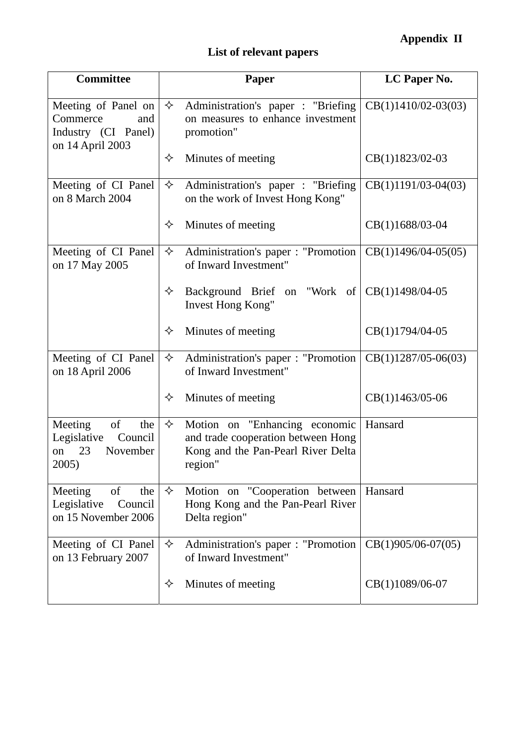**Appendix II**

**List of relevant papers**

| Committee | Paper | LC Paper No. |
|---|---|---|
| Meeting of Panel on Commerce and Industry (CI Panel) on 14 April 2003 | ✧ Administration's paper : "Briefing on measures to enhance investment promotion"<br><br>✧ Minutes of meeting | CB(1)1410/02-03(03)<br><br>CB(1)1823/02-03 |
| Meeting of CI Panel on 8 March 2004 | ✧ Administration's paper : "Briefing on the work of Invest Hong Kong"<br><br>✧ Minutes of meeting | CB(1)1191/03-04(03)<br><br>CB(1)1688/03-04 |
| Meeting of CI Panel on 17 May 2005 | ✧ Administration's paper : "Promotion of Inward Investment"<br><br>✧ Background Brief on "Work of Invest Hong Kong"<br><br>✧ Minutes of meeting | CB(1)1496/04-05(05)<br><br>CB(1)1498/04-05<br><br>CB(1)1794/04-05 |
| Meeting of CI Panel on 18 April 2006 | ✧ Administration's paper : "Promotion of Inward Investment"<br><br>✧ Minutes of meeting | CB(1)1287/05-06(03)<br><br>CB(1)1463/05-06 |
| Meeting of the Legislative Council on 23 November 2005) | ✧ Motion on "Enhancing economic and trade cooperation between Hong Kong and the Pan-Pearl River Delta region" | Hansard |
| Meeting of the Legislative Council on 15 November 2006 | ✧ Motion on "Cooperation between Hong Kong and the Pan-Pearl River Delta region" | Hansard |
| Meeting of CI Panel on 13 February 2007 | ✧ Administration's paper : "Promotion of Inward Investment"<br><br>✧ Minutes of meeting | CB(1)905/06-07(05)<br><br>CB(1)1089/06-07 |